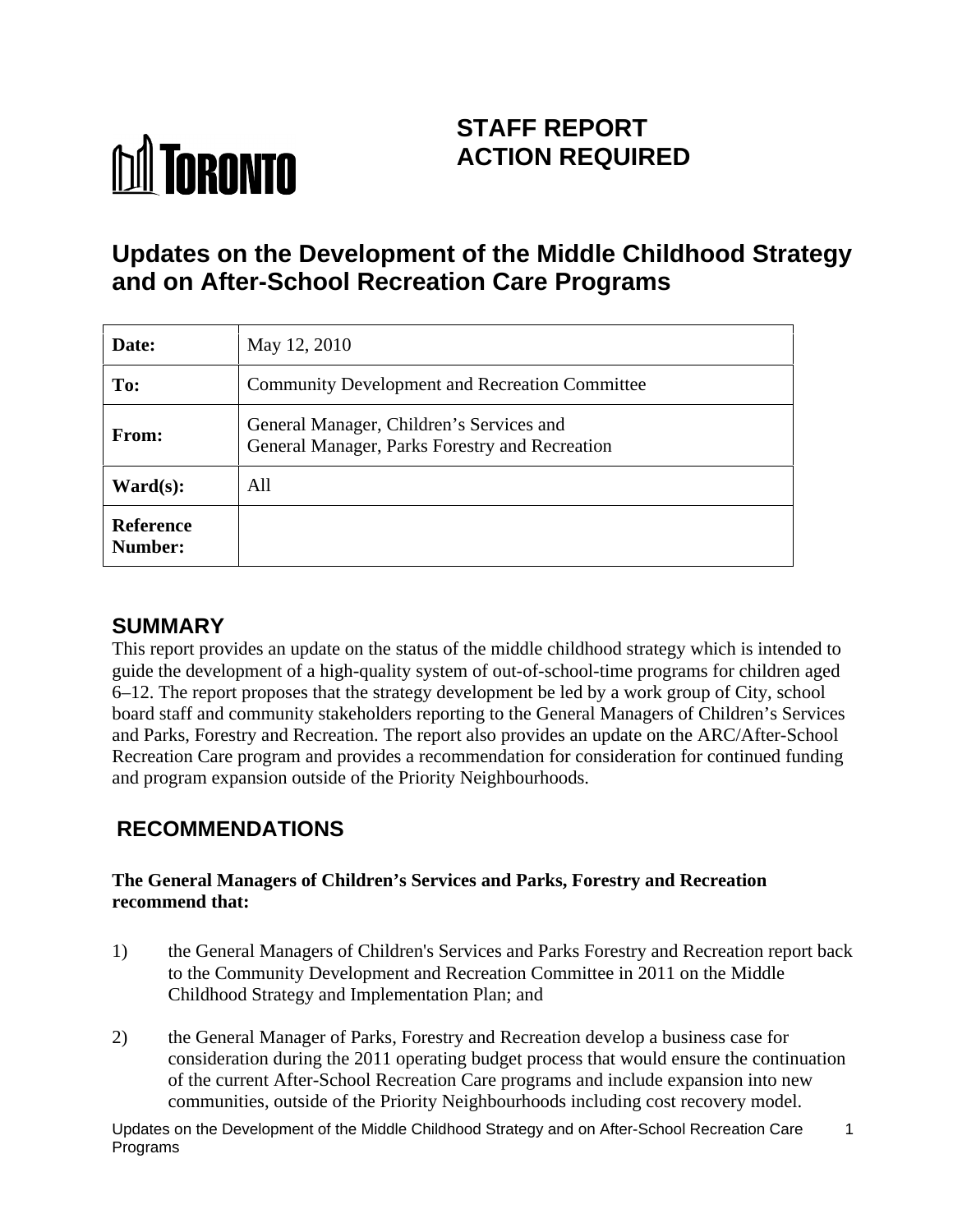# STAFF REPORT ACTION REQUIRED

# Updates on the Development of the Middle Childhood Strategy and on After-School Recreation Care Programs

| Date: | May 12, 2010 |
|---|---|
| To: | Community Development and Recreation Committee |
| From: | General Manager, Children's Services and General Manager, Parks Forestry and Recreation |
| Ward(s): | All |
| Reference Number: | |

## SUMMARY

This report provides an update on the status of the middle childhood strategy which is intended to guide the development of a high-quality system of out-of-school-time programs for children aged 6–12. The report proposes that the strategy development be led by a work group of City, school board staff and community stakeholders reporting to the General Managers of Children's Services and Parks, Forestry and Recreation. The report also provides an update on the ARC/After-School Recreation Care program and provides a recommendation for consideration for continued funding and program expansion outside of the Priority Neighbourhoods.

## RECOMMENDATIONS

**The General Managers of Children's Services and Parks, Forestry and Recreation recommend that:**

1) the General Managers of Children's Services and Parks Forestry and Recreation report back to the Community Development and Recreation Committee in 2011 on the Middle Childhood Strategy and Implementation Plan; and

2) the General Manager of Parks, Forestry and Recreation develop a business case for consideration during the 2011 operating budget process that would ensure the continuation of the current After-School Recreation Care programs and include expansion into new communities, outside of the Priority Neighbourhoods including cost recovery model.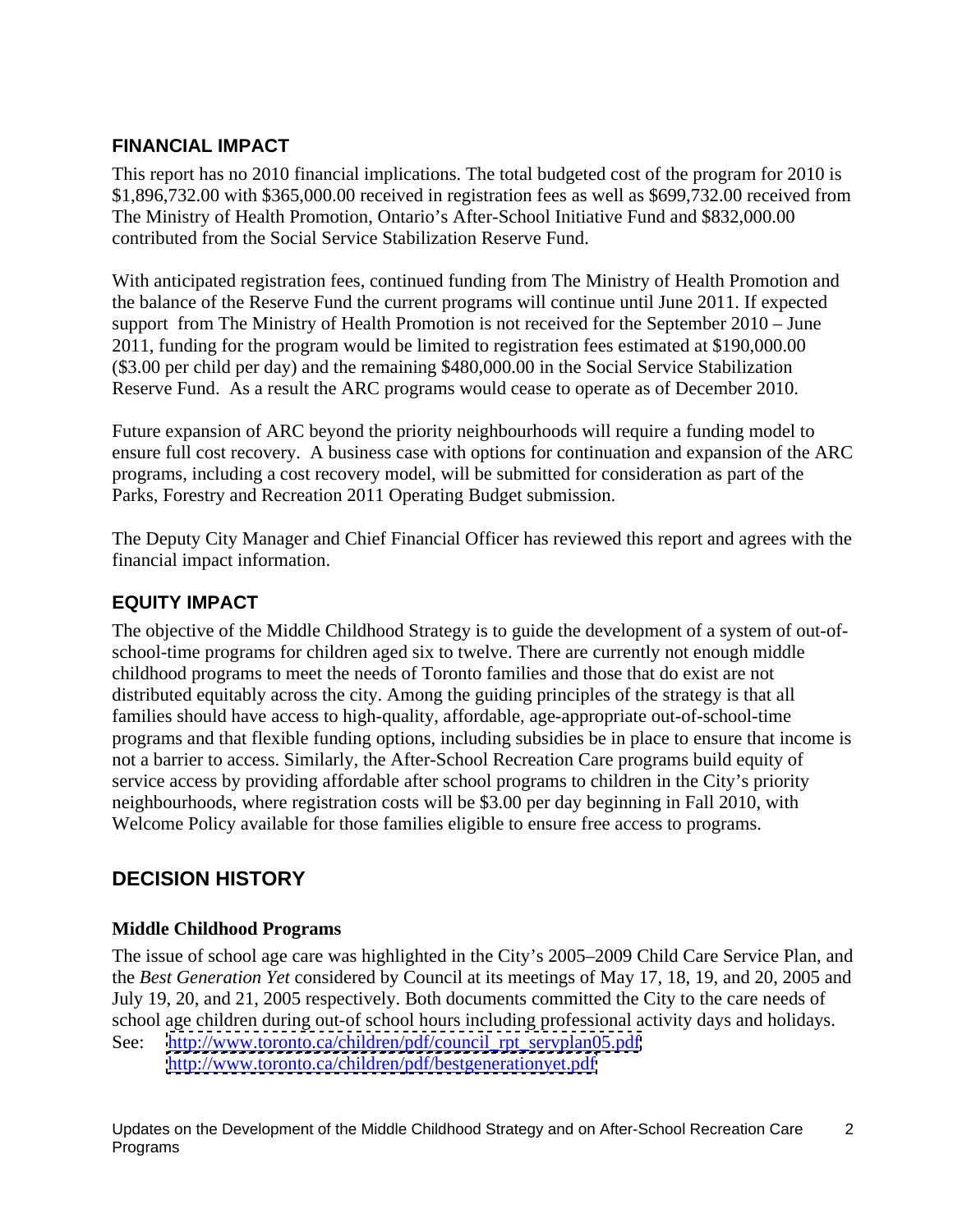## FINANCIAL IMPACT

This report has no 2010 financial implications. The total budgeted cost of the program for 2010 is $1,896,732.00 with $365,000.00 received in registration fees as well as $699,732.00 received from The Ministry of Health Promotion, Ontario's After-School Initiative Fund and $832,000.00 contributed from the Social Service Stabilization Reserve Fund.

With anticipated registration fees, continued funding from The Ministry of Health Promotion and the balance of the Reserve Fund the current programs will continue until June 2011. If expected support from The Ministry of Health Promotion is not received for the September 2010 – June 2011, funding for the program would be limited to registration fees estimated at $190,000.00 ($3.00 per child per day) and the remaining $480,000.00 in the Social Service Stabilization Reserve Fund. As a result the ARC programs would cease to operate as of December 2010.

Future expansion of ARC beyond the priority neighbourhoods will require a funding model to ensure full cost recovery. A business case with options for continuation and expansion of the ARC programs, including a cost recovery model, will be submitted for consideration as part of the Parks, Forestry and Recreation 2011 Operating Budget submission.

The Deputy City Manager and Chief Financial Officer has reviewed this report and agrees with the financial impact information.

## EQUITY IMPACT

The objective of the Middle Childhood Strategy is to guide the development of a system of out-of-school-time programs for children aged six to twelve. There are currently not enough middle childhood programs to meet the needs of Toronto families and those that do exist are not distributed equitably across the city. Among the guiding principles of the strategy is that all families should have access to high-quality, affordable, age-appropriate out-of-school-time programs and that flexible funding options, including subsidies be in place to ensure that income is not a barrier to access. Similarly, the After-School Recreation Care programs build equity of service access by providing affordable after school programs to children in the City's priority neighbourhoods, where registration costs will be $3.00 per day beginning in Fall 2010, with Welcome Policy available for those families eligible to ensure free access to programs.

## DECISION HISTORY

### Middle Childhood Programs

The issue of school age care was highlighted in the City's 2005–2009 Child Care Service Plan, and the *Best Generation Yet* considered by Council at its meetings of May 17, 18, 19, and 20, 2005 and July 19, 20, and 21, 2005 respectively. Both documents committed the City to the care needs of school age children during out-of school hours including professional activity days and holidays.

See: http://www.toronto.ca/children/pdf/council_rpt_servplan05.pdf
http://www.toronto.ca/children/pdf/bestgenerationyet.pdf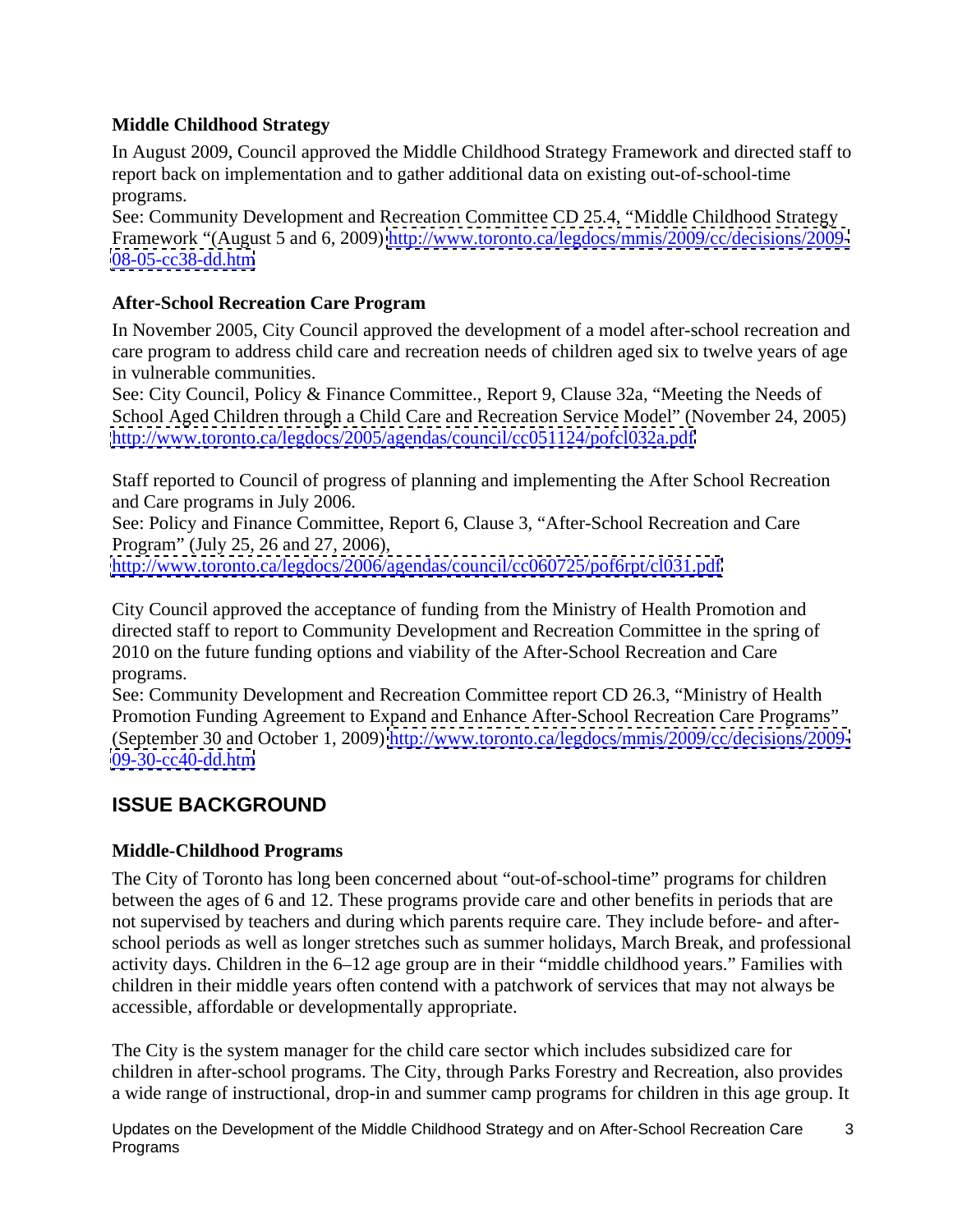**Middle Childhood Strategy**

In August 2009, Council approved the Middle Childhood Strategy Framework and directed staff to report back on implementation and to gather additional data on existing out-of-school-time programs.
See: Community Development and Recreation Committee CD 25.4, "Middle Childhood Strategy Framework "(August 5 and 6, 2009) http://www.toronto.ca/legdocs/mmis/2009/cc/decisions/2009-08-05-cc38-dd.htm

**After-School Recreation Care Program**

In November 2005, City Council approved the development of a model after-school recreation and care program to address child care and recreation needs of children aged six to twelve years of age in vulnerable communities.
See: City Council, Policy & Finance Committee., Report 9, Clause 32a, "Meeting the Needs of School Aged Children through a Child Care and Recreation Service Model" (November 24, 2005) http://www.toronto.ca/legdocs/2005/agendas/council/cc051124/pofcl032a.pdf

Staff reported to Council of progress of planning and implementing the After School Recreation and Care programs in July 2006.
See: Policy and Finance Committee, Report 6, Clause 3, "After-School Recreation and Care Program" (July 25, 26 and 27, 2006),
http://www.toronto.ca/legdocs/2006/agendas/council/cc060725/pof6rpt/cl031.pdf

City Council approved the acceptance of funding from the Ministry of Health Promotion and directed staff to report to Community Development and Recreation Committee in the spring of 2010 on the future funding options and viability of the After-School Recreation and Care programs.
See: Community Development and Recreation Committee report CD 26.3, "Ministry of Health Promotion Funding Agreement to Expand and Enhance After-School Recreation Care Programs" (September 30 and October 1, 2009) http://www.toronto.ca/legdocs/mmis/2009/cc/decisions/2009-09-30-cc40-dd.htm

## ISSUE BACKGROUND

**Middle-Childhood Programs**

The City of Toronto has long been concerned about "out-of-school-time" programs for children between the ages of 6 and 12. These programs provide care and other benefits in periods that are not supervised by teachers and during which parents require care. They include before- and after-school periods as well as longer stretches such as summer holidays, March Break, and professional activity days. Children in the 6–12 age group are in their "middle childhood years." Families with children in their middle years often contend with a patchwork of services that may not always be accessible, affordable or developmentally appropriate.

The City is the system manager for the child care sector which includes subsidized care for children in after-school programs. The City, through Parks Forestry and Recreation, also provides a wide range of instructional, drop-in and summer camp programs for children in this age group. It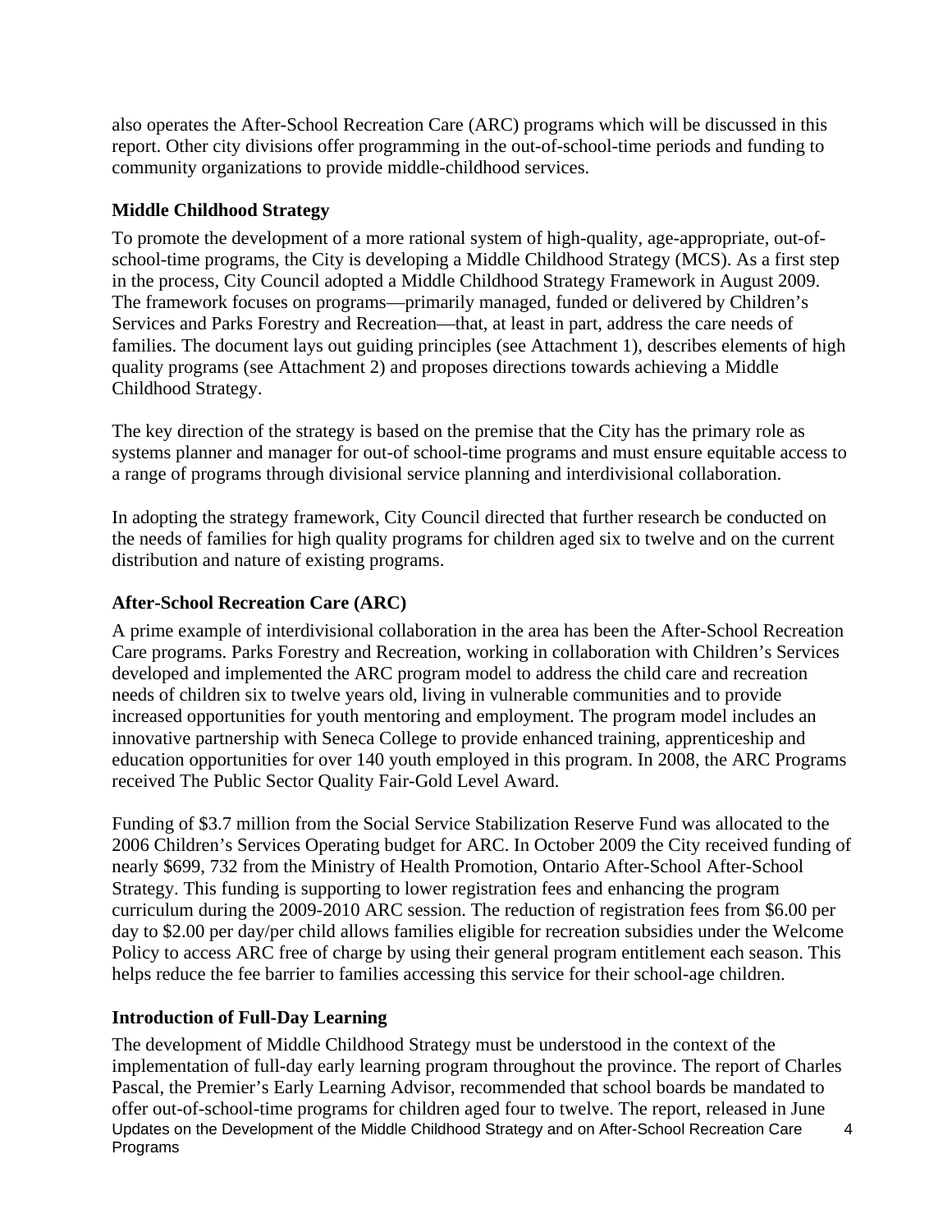also operates the After-School Recreation Care (ARC) programs which will be discussed in this report. Other city divisions offer programming in the out-of-school-time periods and funding to community organizations to provide middle-childhood services.

**Middle Childhood Strategy**

To promote the development of a more rational system of high-quality, age-appropriate, out-of-school-time programs, the City is developing a Middle Childhood Strategy (MCS). As a first step in the process, City Council adopted a Middle Childhood Strategy Framework in August 2009. The framework focuses on programs—primarily managed, funded or delivered by Children's Services and Parks Forestry and Recreation—that, at least in part, address the care needs of families. The document lays out guiding principles (see Attachment 1), describes elements of high quality programs (see Attachment 2) and proposes directions towards achieving a Middle Childhood Strategy.

The key direction of the strategy is based on the premise that the City has the primary role as systems planner and manager for out-of school-time programs and must ensure equitable access to a range of programs through divisional service planning and interdivisional collaboration.

In adopting the strategy framework, City Council directed that further research be conducted on the needs of families for high quality programs for children aged six to twelve and on the current distribution and nature of existing programs.

**After-School Recreation Care (ARC)**

A prime example of interdivisional collaboration in the area has been the After-School Recreation Care programs. Parks Forestry and Recreation, working in collaboration with Children's Services developed and implemented the ARC program model to address the child care and recreation needs of children six to twelve years old, living in vulnerable communities and to provide increased opportunities for youth mentoring and employment. The program model includes an innovative partnership with Seneca College to provide enhanced training, apprenticeship and education opportunities for over 140 youth employed in this program. In 2008, the ARC Programs received The Public Sector Quality Fair-Gold Level Award.

Funding of $3.7 million from the Social Service Stabilization Reserve Fund was allocated to the 2006 Children's Services Operating budget for ARC. In October 2009 the City received funding of nearly $699, 732 from the Ministry of Health Promotion, Ontario After-School After-School Strategy. This funding is supporting to lower registration fees and enhancing the program curriculum during the 2009-2010 ARC session. The reduction of registration fees from $6.00 per day to $2.00 per day/per child allows families eligible for recreation subsidies under the Welcome Policy to access ARC free of charge by using their general program entitlement each season. This helps reduce the fee barrier to families accessing this service for their school-age children.

**Introduction of Full-Day Learning**

The development of Middle Childhood Strategy must be understood in the context of the implementation of full-day early learning program throughout the province. The report of Charles Pascal, the Premier's Early Learning Advisor, recommended that school boards be mandated to offer out-of-school-time programs for children aged four to twelve. The report, released in June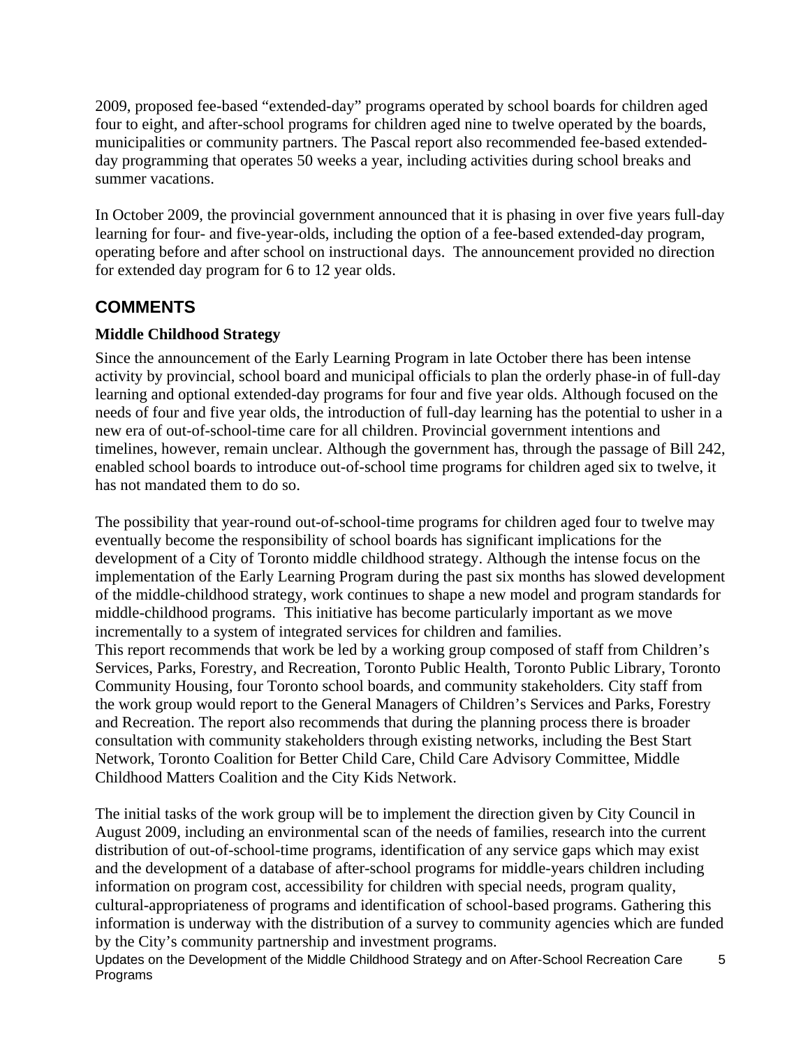2009, proposed fee-based “extended-day” programs operated by school boards for children aged four to eight, and after-school programs for children aged nine to twelve operated by the boards, municipalities or community partners. The Pascal report also recommended fee-based extended-day programming that operates 50 weeks a year, including activities during school breaks and summer vacations.

In October 2009, the provincial government announced that it is phasing in over five years full-day learning for four- and five-year-olds, including the option of a fee-based extended-day program, operating before and after school on instructional days. The announcement provided no direction for extended day program for 6 to 12 year olds.

## COMMENTS

### Middle Childhood Strategy

Since the announcement of the Early Learning Program in late October there has been intense activity by provincial, school board and municipal officials to plan the orderly phase-in of full-day learning and optional extended-day programs for four and five year olds. Although focused on the needs of four and five year olds, the introduction of full-day learning has the potential to usher in a new era of out-of-school-time care for all children. Provincial government intentions and timelines, however, remain unclear. Although the government has, through the passage of Bill 242, enabled school boards to introduce out-of-school time programs for children aged six to twelve, it has not mandated them to do so.

The possibility that year-round out-of-school-time programs for children aged four to twelve may eventually become the responsibility of school boards has significant implications for the development of a City of Toronto middle childhood strategy. Although the intense focus on the implementation of the Early Learning Program during the past six months has slowed development of the middle-childhood strategy, work continues to shape a new model and program standards for middle-childhood programs. This initiative has become particularly important as we move incrementally to a system of integrated services for children and families.

This report recommends that work be led by a working group composed of staff from Children’s Services, Parks, Forestry, and Recreation, Toronto Public Health, Toronto Public Library, Toronto Community Housing, four Toronto school boards, and community stakeholders. City staff from the work group would report to the General Managers of Children’s Services and Parks, Forestry and Recreation. The report also recommends that during the planning process there is broader consultation with community stakeholders through existing networks, including the Best Start Network, Toronto Coalition for Better Child Care, Child Care Advisory Committee, Middle Childhood Matters Coalition and the City Kids Network.

The initial tasks of the work group will be to implement the direction given by City Council in August 2009, including an environmental scan of the needs of families, research into the current distribution of out-of-school-time programs, identification of any service gaps which may exist and the development of a database of after-school programs for middle-years children including information on program cost, accessibility for children with special needs, program quality, cultural-appropriateness of programs and identification of school-based programs. Gathering this information is underway with the distribution of a survey to community agencies which are funded by the City’s community partnership and investment programs.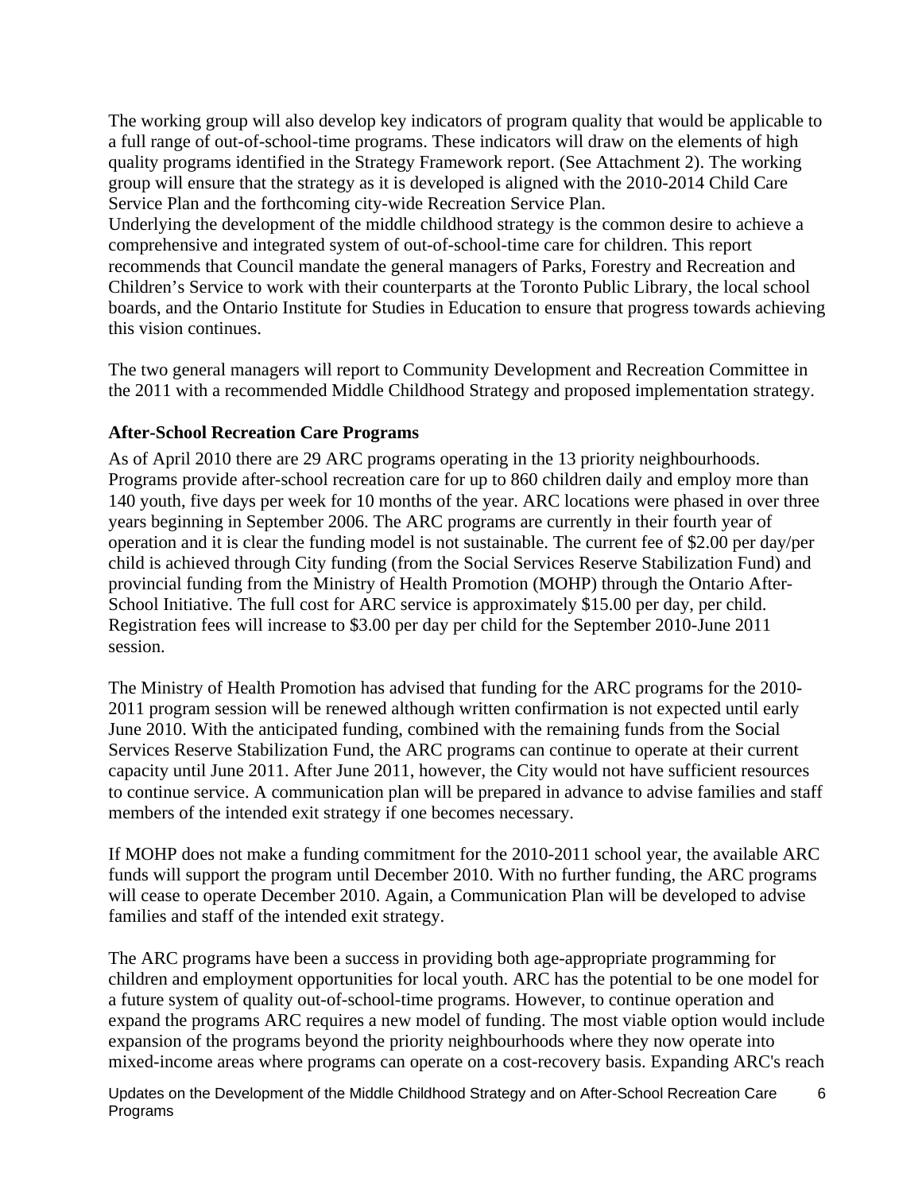The working group will also develop key indicators of program quality that would be applicable to a full range of out-of-school-time programs. These indicators will draw on the elements of high quality programs identified in the Strategy Framework report. (See Attachment 2). The working group will ensure that the strategy as it is developed is aligned with the 2010-2014 Child Care Service Plan and the forthcoming city-wide Recreation Service Plan.

Underlying the development of the middle childhood strategy is the common desire to achieve a comprehensive and integrated system of out-of-school-time care for children. This report recommends that Council mandate the general managers of Parks, Forestry and Recreation and Children's Service to work with their counterparts at the Toronto Public Library, the local school boards, and the Ontario Institute for Studies in Education to ensure that progress towards achieving this vision continues.

The two general managers will report to Community Development and Recreation Committee in the 2011 with a recommended Middle Childhood Strategy and proposed implementation strategy.

**After-School Recreation Care Programs**

As of April 2010 there are 29 ARC programs operating in the 13 priority neighbourhoods. Programs provide after-school recreation care for up to 860 children daily and employ more than 140 youth, five days per week for 10 months of the year. ARC locations were phased in over three years beginning in September 2006. The ARC programs are currently in their fourth year of operation and it is clear the funding model is not sustainable. The current fee of $2.00 per day/per child is achieved through City funding (from the Social Services Reserve Stabilization Fund) and provincial funding from the Ministry of Health Promotion (MOHP) through the Ontario After-School Initiative. The full cost for ARC service is approximately $15.00 per day, per child. Registration fees will increase to $3.00 per day per child for the September 2010-June 2011 session.

The Ministry of Health Promotion has advised that funding for the ARC programs for the 2010-2011 program session will be renewed although written confirmation is not expected until early June 2010. With the anticipated funding, combined with the remaining funds from the Social Services Reserve Stabilization Fund, the ARC programs can continue to operate at their current capacity until June 2011. After June 2011, however, the City would not have sufficient resources to continue service. A communication plan will be prepared in advance to advise families and staff members of the intended exit strategy if one becomes necessary.

If MOHP does not make a funding commitment for the 2010-2011 school year, the available ARC funds will support the program until December 2010. With no further funding, the ARC programs will cease to operate December 2010. Again, a Communication Plan will be developed to advise families and staff of the intended exit strategy.

The ARC programs have been a success in providing both age-appropriate programming for children and employment opportunities for local youth. ARC has the potential to be one model for a future system of quality out-of-school-time programs. However, to continue operation and expand the programs ARC requires a new model of funding. The most viable option would include expansion of the programs beyond the priority neighbourhoods where they now operate into mixed-income areas where programs can operate on a cost-recovery basis. Expanding ARC's reach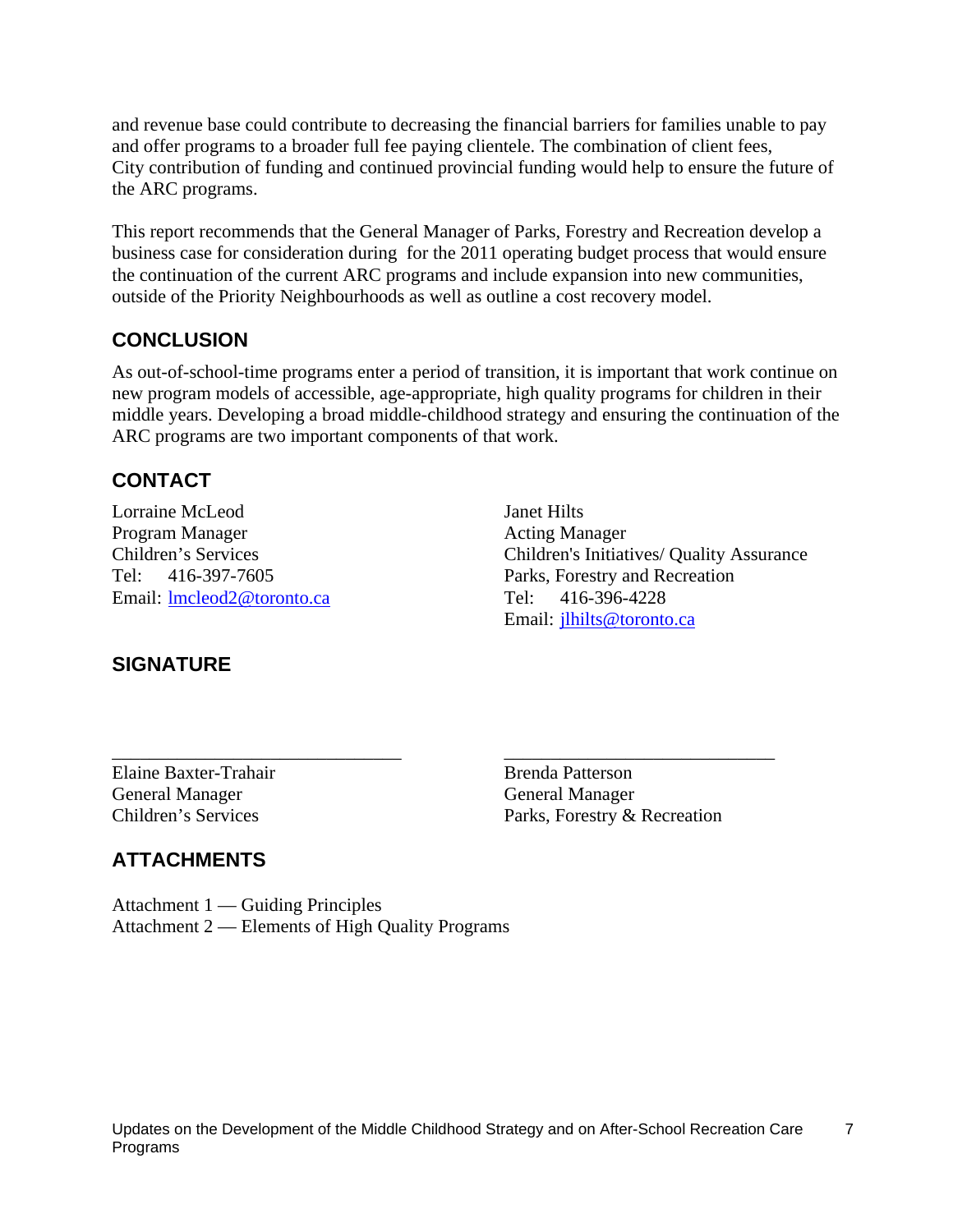and revenue base could contribute to decreasing the financial barriers for families unable to pay and offer programs to a broader full fee paying clientele. The combination of client fees, City contribution of funding and continued provincial funding would help to ensure the future of the ARC programs.

This report recommends that the General Manager of Parks, Forestry and Recreation develop a business case for consideration during for the 2011 operating budget process that would ensure the continuation of the current ARC programs and include expansion into new communities, outside of the Priority Neighbourhoods as well as outline a cost recovery model.

## CONCLUSION

As out-of-school-time programs enter a period of transition, it is important that work continue on new program models of accessible, age-appropriate, high quality programs for children in their middle years. Developing a broad middle-childhood strategy and ensuring the continuation of the ARC programs are two important components of that work.

## CONTACT

Lorraine McLeod
Program Manager
Children's Services
Tel: 416-397-7605
Email: lmcleod2@toronto.ca

Janet Hilts
Acting Manager
Children's Initiatives/ Quality Assurance
Parks, Forestry and Recreation
Tel: 416-396-4228
Email: jlhilts@toronto.ca

## SIGNATURE

_______________________________

Elaine Baxter-Trahair
General Manager
Children's Services

_______________________________

Brenda Patterson
General Manager
Parks, Forestry & Recreation

## ATTACHMENTS

Attachment 1 — Guiding Principles
Attachment 2 — Elements of High Quality Programs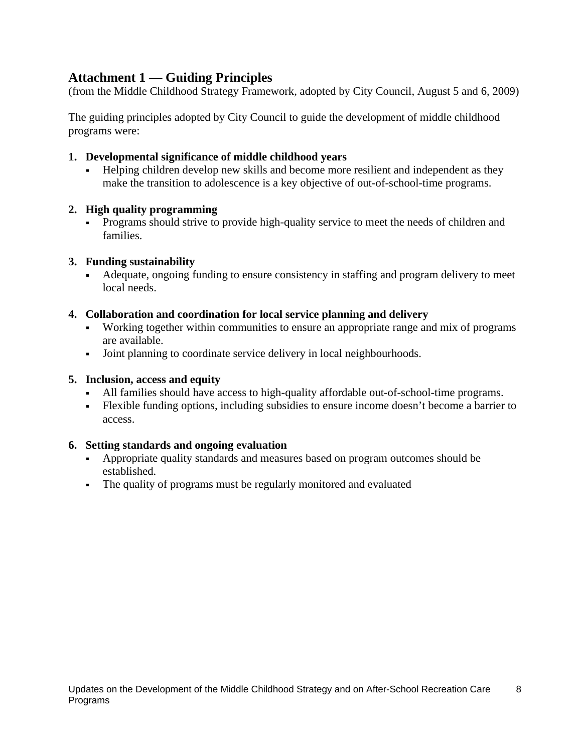## Attachment 1 — Guiding Principles

(from the Middle Childhood Strategy Framework, adopted by City Council, August 5 and 6, 2009)

The guiding principles adopted by City Council to guide the development of middle childhood programs were:

1. **Developmental significance of middle childhood years**
   - Helping children develop new skills and become more resilient and independent as they make the transition to adolescence is a key objective of out-of-school-time programs.

2. **High quality programming**
   - Programs should strive to provide high-quality service to meet the needs of children and families.

3. **Funding sustainability**
   - Adequate, ongoing funding to ensure consistency in staffing and program delivery to meet local needs.

4. **Collaboration and coordination for local service planning and delivery**
   - Working together within communities to ensure an appropriate range and mix of programs are available.
   - Joint planning to coordinate service delivery in local neighbourhoods.

5. **Inclusion, access and equity**
   - All families should have access to high-quality affordable out-of-school-time programs.
   - Flexible funding options, including subsidies to ensure income doesn't become a barrier to access.

6. **Setting standards and ongoing evaluation**
   - Appropriate quality standards and measures based on program outcomes should be established.
   - The quality of programs must be regularly monitored and evaluated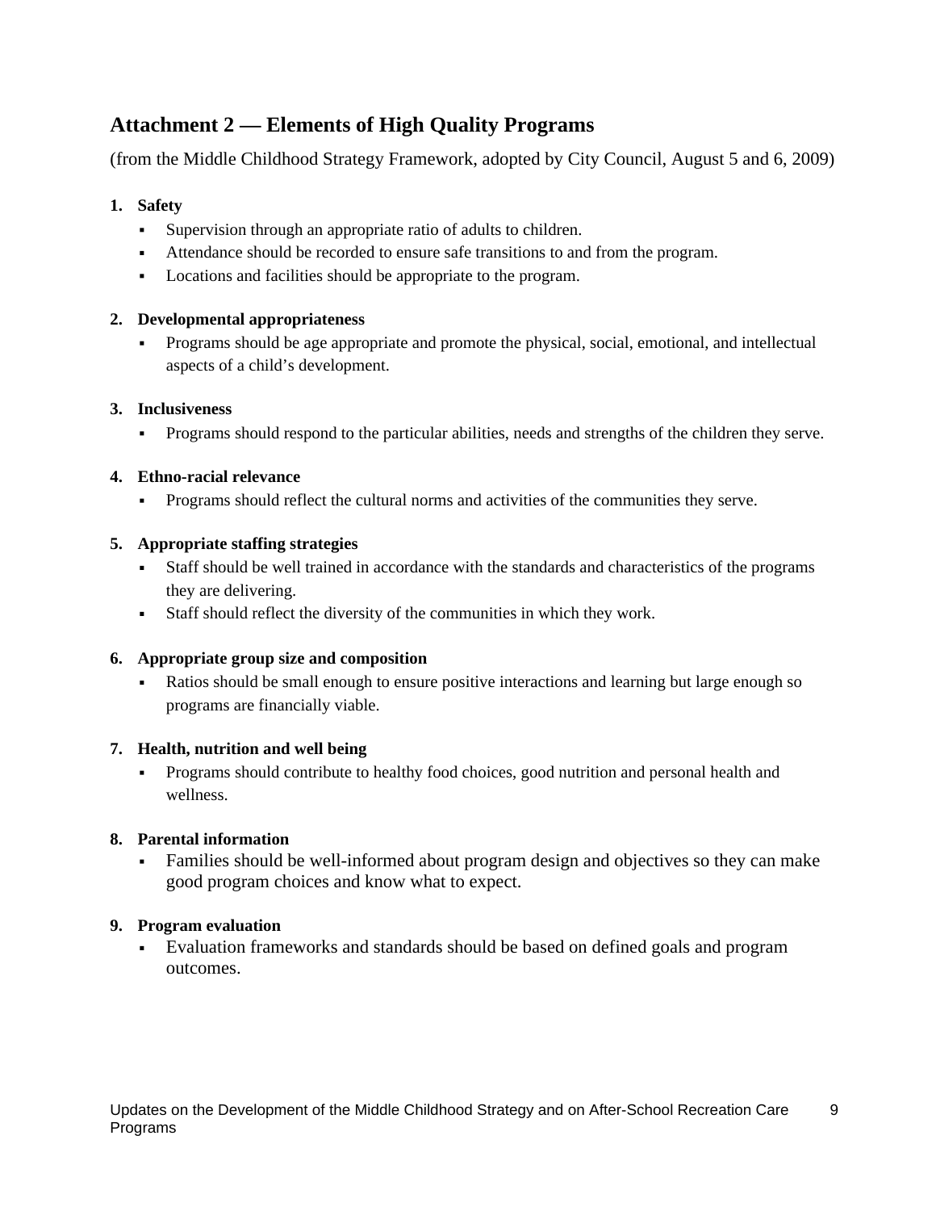## Attachment 2 — Elements of High Quality Programs

(from the Middle Childhood Strategy Framework, adopted by City Council, August 5 and 6, 2009)

1. **Safety**
   - Supervision through an appropriate ratio of adults to children.
   - Attendance should be recorded to ensure safe transitions to and from the program.
   - Locations and facilities should be appropriate to the program.

2. **Developmental appropriateness**
   - Programs should be age appropriate and promote the physical, social, emotional, and intellectual aspects of a child's development.

3. **Inclusiveness**
   - Programs should respond to the particular abilities, needs and strengths of the children they serve.

4. **Ethno-racial relevance**
   - Programs should reflect the cultural norms and activities of the communities they serve.

5. **Appropriate staffing strategies**
   - Staff should be well trained in accordance with the standards and characteristics of the programs they are delivering.
   - Staff should reflect the diversity of the communities in which they work.

6. **Appropriate group size and composition**
   - Ratios should be small enough to ensure positive interactions and learning but large enough so programs are financially viable.

7. **Health, nutrition and well being**
   - Programs should contribute to healthy food choices, good nutrition and personal health and wellness.

8. **Parental information**
   - Families should be well-informed about program design and objectives so they can make good program choices and know what to expect.

9. **Program evaluation**
   - Evaluation frameworks and standards should be based on defined goals and program outcomes.